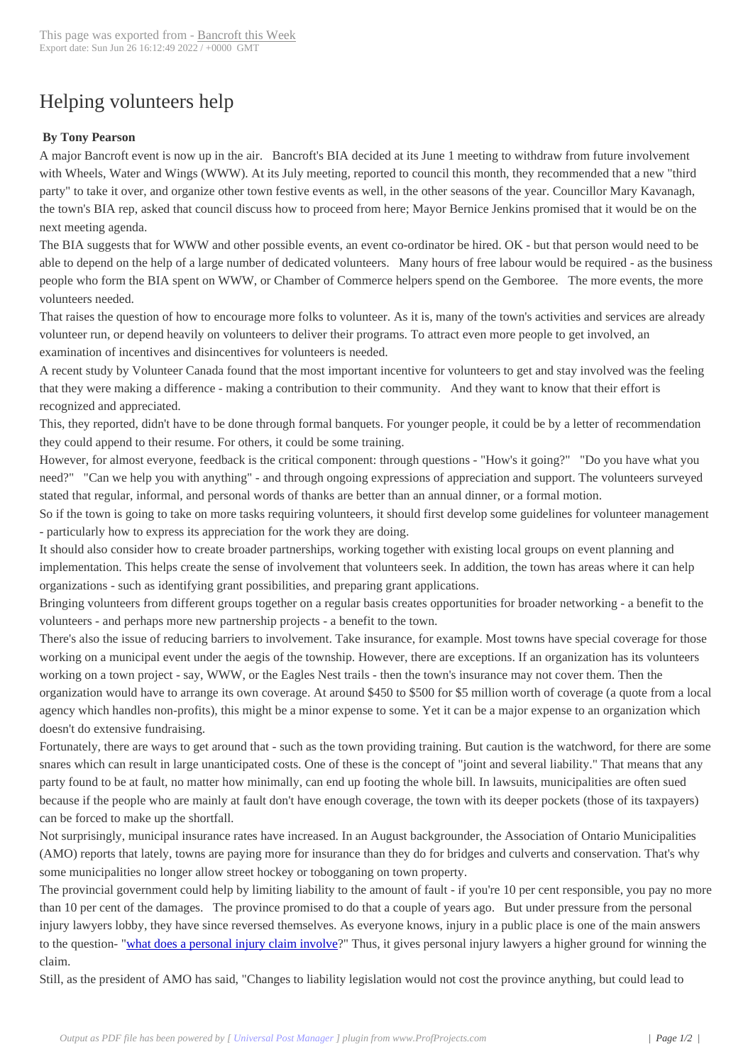# Helping volunteers help

**By Tony Pearson**

A major Bancroft event is now up in the air. Bancroft's BIA decided at its June 1 meeting to withdraw from future involvement with Wheels, Water and Wings (WWW). At its July meeting, reported to council this month, they recommended that a new "third party" to take it over, and organize other town festive events as well, in the other seasons of the year. Councillor Mary Kavanagh, the town's BIA rep, asked that council discuss how to proceed from here; Mayor Bernice Jenkins promised that it would be on the next meeting agenda.

The BIA suggests that for WWW and other possible events, an event co-ordinator be hired. OK - but that person would need to be able to depend on the help of a large number of dedicated volunteers. Many hours of free labour would be required - as the business people who form the BIA spent on WWW, or Chamber of Commerce helpers spend on the Gemboree. The more events, the more volunteers needed.

That raises the question of how to encourage more folks to volunteer. As it is, many of the town's activities and services are already volunteer run, or depend heavily on volunteers to deliver their programs. To attract even more people to get involved, an examination of incentives and disincentives for volunteers is needed.

A recent study by Volunteer Canada found that the most important incentive for volunteers to get and stay involved was the feeling that they were making a difference - making a contribution to their community. And they want to know that their effort is recognized and appreciated.

This, they reported, didn't have to be done through formal banquets. For younger people, it could be by a letter of recommendation they could append to their resume. For others, it could be some training.

However, for almost everyone, feedback is the critical component: through questions - "How's it going?" "Do you have what you need?" "Can we help you with anything" - and through ongoing expressions of appreciation and support. The volunteers surveyed stated that regular, informal, and personal words of thanks are better than an annual dinner, or a formal motion.

So if the town is going to take on more tasks requiring volunteers, it should first develop some guidelines for volunteer management - particularly how to express its appreciation for the work they are doing.

It should also consider how to create broader partnerships, working together with existing local groups on event planning and implementation. This helps create the sense of involvement that volunteers seek. In addition, the town has areas where it can help organizations - such as identifying grant possibilities, and preparing grant applications.

Bringing volunteers from different groups together on a regular basis creates opportunities for broader networking - a benefit to the volunteers - and perhaps more new partnership projects - a benefit to the town.

There's also the issue of reducing barriers to involvement. Take insurance, for example. Most towns have special coverage for those working on a municipal event under the aegis of the township. However, there are exceptions. If an organization has its volunteers working on a town project - say, WWW, or the Eagles Nest trails - then the town's insurance may not cover them. Then the organization would have to arrange its own coverage. At around $450 to $500 for $5 million worth of coverage (a quote from a local agency which handles non-profits), this might be a minor expense to some. Yet it can be a major expense to an organization which doesn't do extensive fundraising.

Fortunately, there are ways to get around that - such as the town providing training. But caution is the watchword, for there are some snares which can result in large unanticipated costs. One of these is the concept of "joint and several liability." That means that any party found to be at fault, no matter how minimally, can end up footing the whole bill. In lawsuits, municipalities are often sued because if the people who are mainly at fault don't have enough coverage, the town with its deeper pockets (those of its taxpayers) can be forced to make up the shortfall.

Not surprisingly, municipal insurance rates have increased. In an August backgrounder, the Association of Ontario Municipalities (AMO) reports that lately, towns are paying more for insurance than they do for bridges and culverts and conservation. That's why some municipalities no longer allow street hockey or tobogganing on town property.

The provincial government could help by limiting liability to the amount of fault - if you're 10 per cent responsible, you pay no more than 10 per cent of the damages. The province promised to do that a couple of years ago. But under pressure from the personal injury lawyers lobby, they have since reversed themselves. As everyone knows, injury in a public place is one of the main answers to the question- "what does a personal injury claim involve?" Thus, it gives personal injury lawyers a higher ground for winning the claim.

Still, as the president of AMO has said, "Changes to liability legislation would not cost the province anything, but could lead to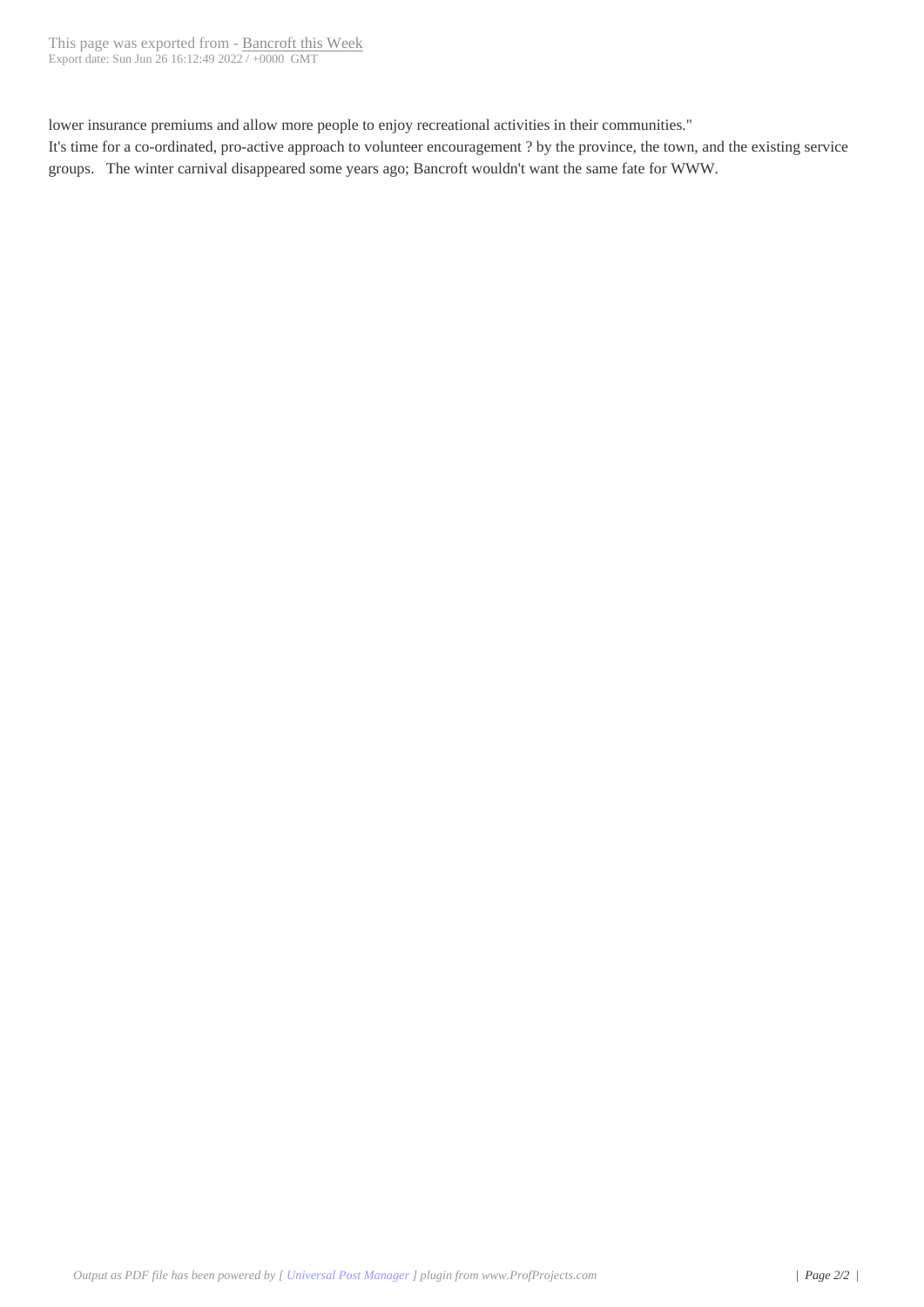lower insurance premiums and allow more people to enjoy recreational activities in their communities."

It's time for a co-ordinated, pro-active approach to volunteer encouragement ? by the province, the town, and the existing service groups. The winter carnival disappeared some years ago; Bancroft wouldn't want the same fate for WWW.